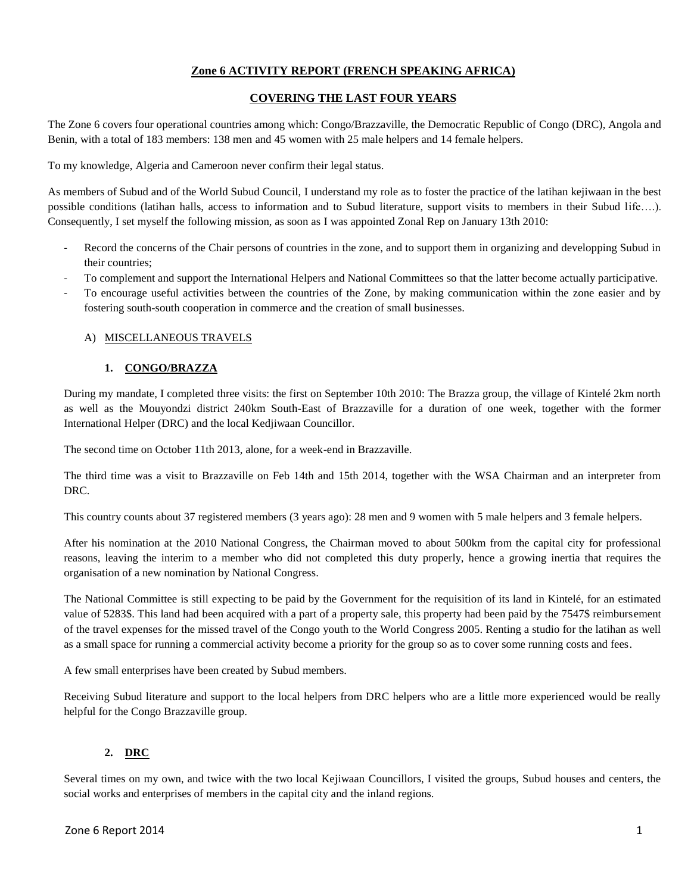**Zone 6 ACTIVITY REPORT (FRENCH SPEAKING AFRICA)**

**COVERING THE LAST FOUR YEARS**

The Zone 6 covers four operational countries among which: Congo/Brazzaville, the Democratic Republic of Congo (DRC), Angola and Benin, with a total of 183 members: 138 men and 45 women with 25 male helpers and 14 female helpers.

To my knowledge, Algeria and Cameroon never confirm their legal status.

As members of Subud and of the World Subud Council, I understand my role as to foster the practice of the latihan kejiwaan in the best possible conditions (latihan halls, access to information and to Subud literature, support visits to members in their Subud life….). Consequently, I set myself the following mission, as soon as I was appointed Zonal Rep on January 13th 2010:

- Record the concerns of the Chair persons of countries in the zone, and to support them in organizing and developping Subud in their countries;
- To complement and support the International Helpers and National Committees so that the latter become actually participative.
- To encourage useful activities between the countries of the Zone, by making communication within the zone easier and by fostering south-south cooperation in commerce and the creation of small businesses.

A) MISCELLANEOUS TRAVELS

**1. CONGO/BRAZZA**

During my mandate, I completed three visits: the first on September 10th 2010: The Brazza group, the village of Kintelé 2km north as well as the Mouyondzi district 240km South-East of Brazzaville for a duration of one week, together with the former International Helper (DRC) and the local Kedjiwaan Councillor.

The second time on October 11th 2013, alone, for a week-end in Brazzaville.

The third time was a visit to Brazzaville on Feb 14th and 15th 2014, together with the WSA Chairman and an interpreter from DRC.

This country counts about 37 registered members (3 years ago): 28 men and 9 women with 5 male helpers and 3 female helpers.

After his nomination at the 2010 National Congress, the Chairman moved to about 500km from the capital city for professional reasons, leaving the interim to a member who did not completed this duty properly, hence a growing inertia that requires the organisation of a new nomination by National Congress.

The National Committee is still expecting to be paid by the Government for the requisition of its land in Kintelé, for an estimated value of 5283$. This land had been acquired with a part of a property sale, this property had been paid by the 7547$ reimbursement of the travel expenses for the missed travel of the Congo youth to the World Congress 2005. Renting a studio for the latihan as well as a small space for running a commercial activity become a priority for the group so as to cover some running costs and fees.

A few small enterprises have been created by Subud members.

Receiving Subud literature and support to the local helpers from DRC helpers who are a little more experienced would be really helpful for the Congo Brazzaville group.

**2. DRC**

Several times on my own, and twice with the two local Kejiwaan Councillors, I visited the groups, Subud houses and centers, the social works and enterprises of members in the capital city and the inland regions.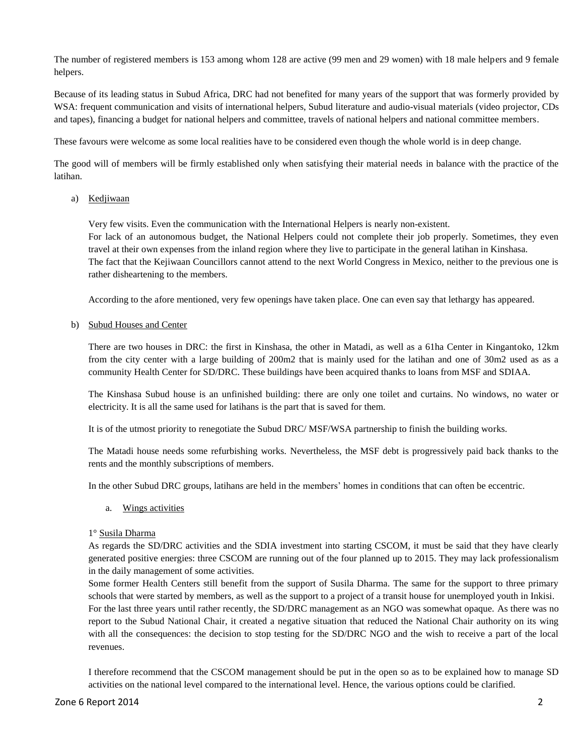The number of registered members is 153 among whom 128 are active (99 men and 29 women) with 18 male helpers and 9 female helpers.

Because of its leading status in Subud Africa, DRC had not benefited for many years of the support that was formerly provided by WSA: frequent communication and visits of international helpers, Subud literature and audio-visual materials (video projector, CDs and tapes), financing a budget for national helpers and committee, travels of national helpers and national committee members.

These favours were welcome as some local realities have to be considered even though the whole world is in deep change.

The good will of members will be firmly established only when satisfying their material needs in balance with the practice of the latihan.

a) Kedjiwaan

Very few visits. Even the communication with the International Helpers is nearly non-existent.
For lack of an autonomous budget, the National Helpers could not complete their job properly. Sometimes, they even travel at their own expenses from the inland region where they live to participate in the general latihan in Kinshasa.
The fact that the Kejiwaan Councillors cannot attend to the next World Congress in Mexico, neither to the previous one is rather disheartening to the members.

According to the afore mentioned, very few openings have taken place. One can even say that lethargy has appeared.

b) Subud Houses and Center

There are two houses in DRC: the first in Kinshasa, the other in Matadi, as well as a 61ha Center in Kingantoko, 12km from the city center with a large building of 200m2 that is mainly used for the latihan and one of 30m2 used as as a community Health Center for SD/DRC. These buildings have been acquired thanks to loans from MSF and SDIAA.

The Kinshasa Subud house is an unfinished building: there are only one toilet and curtains. No windows, no water or electricity. It is all the same used for latihans is the part that is saved for them.

It is of the utmost priority to renegotiate the Subud DRC/ MSF/WSA partnership to finish the building works.

The Matadi house needs some refurbishing works. Nevertheless, the MSF debt is progressively paid back thanks to the rents and the monthly subscriptions of members.

In the other Subud DRC groups, latihans are held in the members' homes in conditions that can often be eccentric.

a. Wings activities

1° Susila Dharma
As regards the SD/DRC activities and the SDIA investment into starting CSCOM, it must be said that they have clearly generated positive energies: three CSCOM are running out of the four planned up to 2015. They may lack professionalism in the daily management of some activities.
Some former Health Centers still benefit from the support of Susila Dharma. The same for the support to three primary schools that were started by members, as well as the support to a project of a transit house for unemployed youth in Inkisi.
For the last three years until rather recently, the SD/DRC management as an NGO was somewhat opaque. As there was no report to the Subud National Chair, it created a negative situation that reduced the National Chair authority on its wing with all the consequences: the decision to stop testing for the SD/DRC NGO and the wish to receive a part of the local revenues.

I therefore recommend that the CSCOM management should be put in the open so as to be explained how to manage SD activities on the national level compared to the international level. Hence, the various options could be clarified.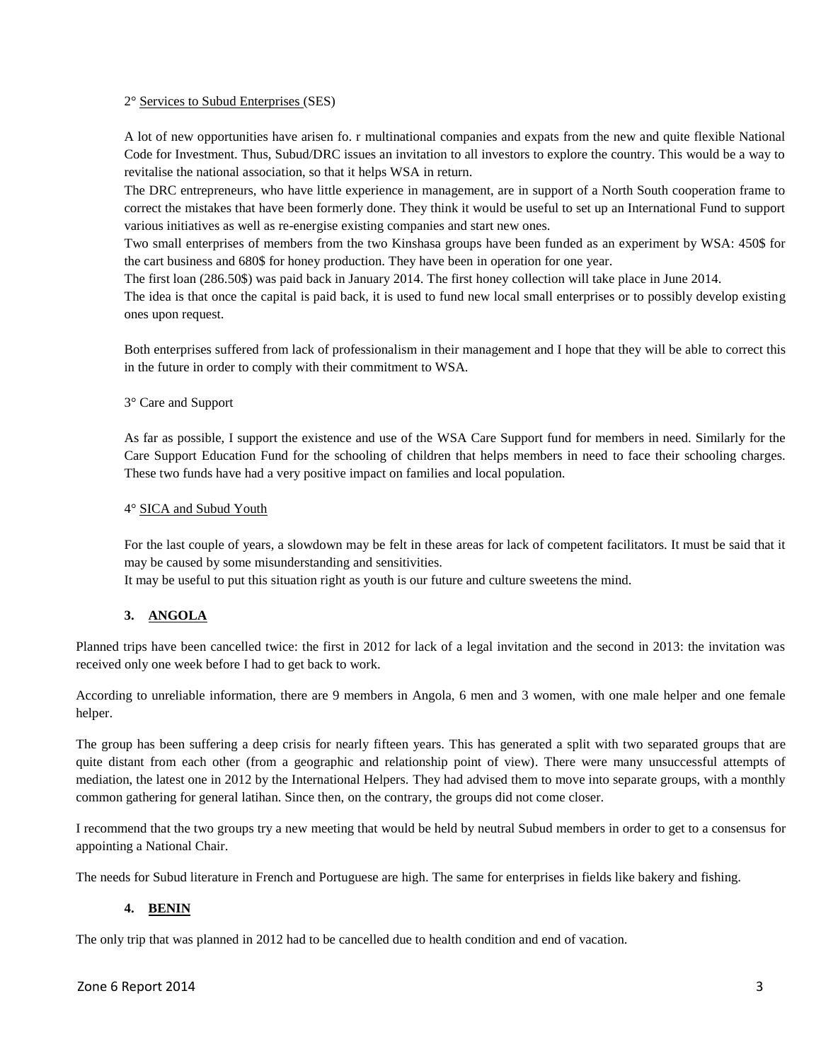2° Services to Subud Enterprises (SES)

A lot of new opportunities have arisen fo. r multinational companies and expats from the new and quite flexible National Code for Investment. Thus, Subud/DRC issues an invitation to all investors to explore the country. This would be a way to revitalise the national association, so that it helps WSA in return.

The DRC entrepreneurs, who have little experience in management, are in support of a North South cooperation frame to correct the mistakes that have been formerly done. They think it would be useful to set up an International Fund to support various initiatives as well as re-energise existing companies and start new ones.

Two small enterprises of members from the two Kinshasa groups have been funded as an experiment by WSA: 450$ for the cart business and 680$ for honey production. They have been in operation for one year.

The first loan (286.50$) was paid back in January 2014. The first honey collection will take place in June 2014.

The idea is that once the capital is paid back, it is used to fund new local small enterprises or to possibly develop existing ones upon request.

Both enterprises suffered from lack of professionalism in their management and I hope that they will be able to correct this in the future in order to comply with their commitment to WSA.

3° Care and Support

As far as possible, I support the existence and use of the WSA Care Support fund for members in need. Similarly for the Care Support Education Fund for the schooling of children that helps members in need to face their schooling charges. These two funds have had a very positive impact on families and local population.

4° SICA and Subud Youth

For the last couple of years, a slowdown may be felt in these areas for lack of competent facilitators. It must be said that it may be caused by some misunderstanding and sensitivities.

It may be useful to put this situation right as youth is our future and culture sweetens the mind.

## 3. ANGOLA

Planned trips have been cancelled twice: the first in 2012 for lack of a legal invitation and the second in 2013: the invitation was received only one week before I had to get back to work.

According to unreliable information, there are 9 members in Angola, 6 men and 3 women, with one male helper and one female helper.

The group has been suffering a deep crisis for nearly fifteen years. This has generated a split with two separated groups that are quite distant from each other (from a geographic and relationship point of view). There were many unsuccessful attempts of mediation, the latest one in 2012 by the International Helpers. They had advised them to move into separate groups, with a monthly common gathering for general latihan. Since then, on the contrary, the groups did not come closer.

I recommend that the two groups try a new meeting that would be held by neutral Subud members in order to get to a consensus for appointing a National Chair.

The needs for Subud literature in French and Portuguese are high. The same for enterprises in fields like bakery and fishing.

## 4. BENIN

The only trip that was planned in 2012 had to be cancelled due to health condition and end of vacation.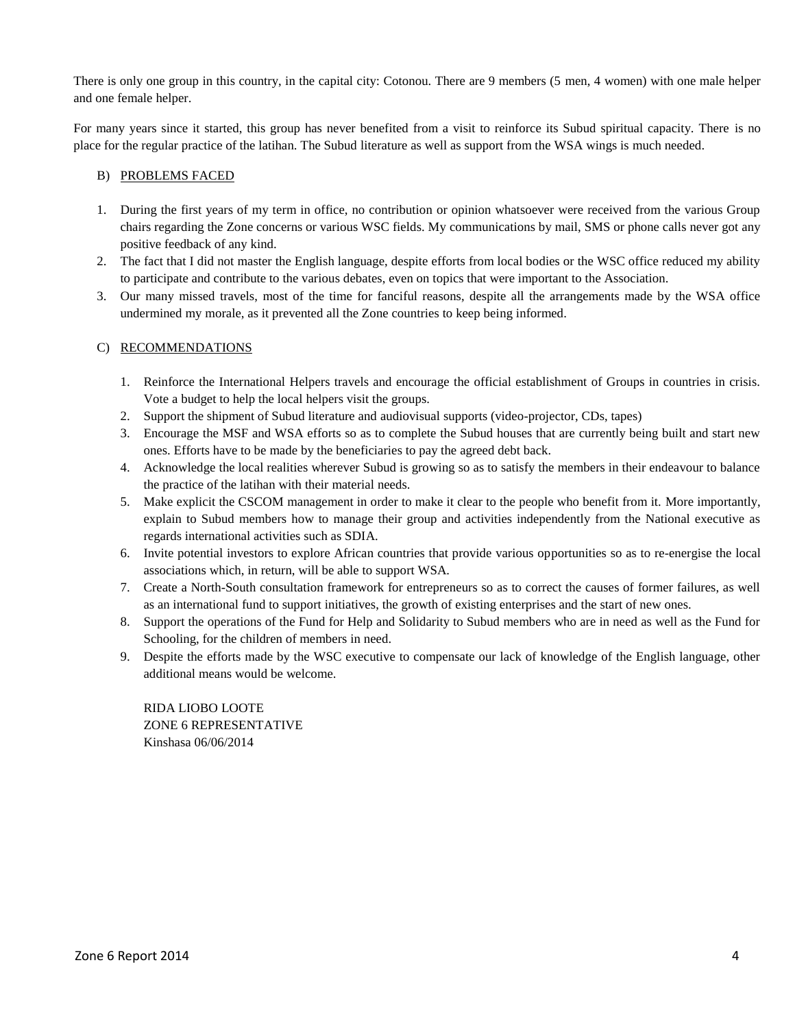There is only one group in this country, in the capital city: Cotonou. There are 9 members (5 men, 4 women) with one male helper and one female helper.

For many years since it started, this group has never benefited from a visit to reinforce its Subud spiritual capacity. There is no place for the regular practice of the latihan. The Subud literature as well as support from the WSA wings is much needed.

B) PROBLEMS FACED

1. During the first years of my term in office, no contribution or opinion whatsoever were received from the various Group chairs regarding the Zone concerns or various WSC fields. My communications by mail, SMS or phone calls never got any positive feedback of any kind.
2. The fact that I did not master the English language, despite efforts from local bodies or the WSC office reduced my ability to participate and contribute to the various debates, even on topics that were important to the Association.
3. Our many missed travels, most of the time for fanciful reasons, despite all the arrangements made by the WSA office undermined my morale, as it prevented all the Zone countries to keep being informed.

C) RECOMMENDATIONS

1. Reinforce the International Helpers travels and encourage the official establishment of Groups in countries in crisis. Vote a budget to help the local helpers visit the groups.
2. Support the shipment of Subud literature and audiovisual supports (video-projector, CDs, tapes)
3. Encourage the MSF and WSA efforts so as to complete the Subud houses that are currently being built and start new ones. Efforts have to be made by the beneficiaries to pay the agreed debt back.
4. Acknowledge the local realities wherever Subud is growing so as to satisfy the members in their endeavour to balance the practice of the latihan with their material needs.
5. Make explicit the CSCOM management in order to make it clear to the people who benefit from it. More importantly, explain to Subud members how to manage their group and activities independently from the National executive as regards international activities such as SDIA.
6. Invite potential investors to explore African countries that provide various opportunities so as to re-energise the local associations which, in return, will be able to support WSA.
7. Create a North-South consultation framework for entrepreneurs so as to correct the causes of former failures, as well as an international fund to support initiatives, the growth of existing enterprises and the start of new ones.
8. Support the operations of the Fund for Help and Solidarity to Subud members who are in need as well as the Fund for Schooling, for the children of members in need.
9. Despite the efforts made by the WSC executive to compensate our lack of knowledge of the English language, other additional means would be welcome.

RIDA LIOBO LOOTE
ZONE 6 REPRESENTATIVE
Kinshasa 06/06/2014